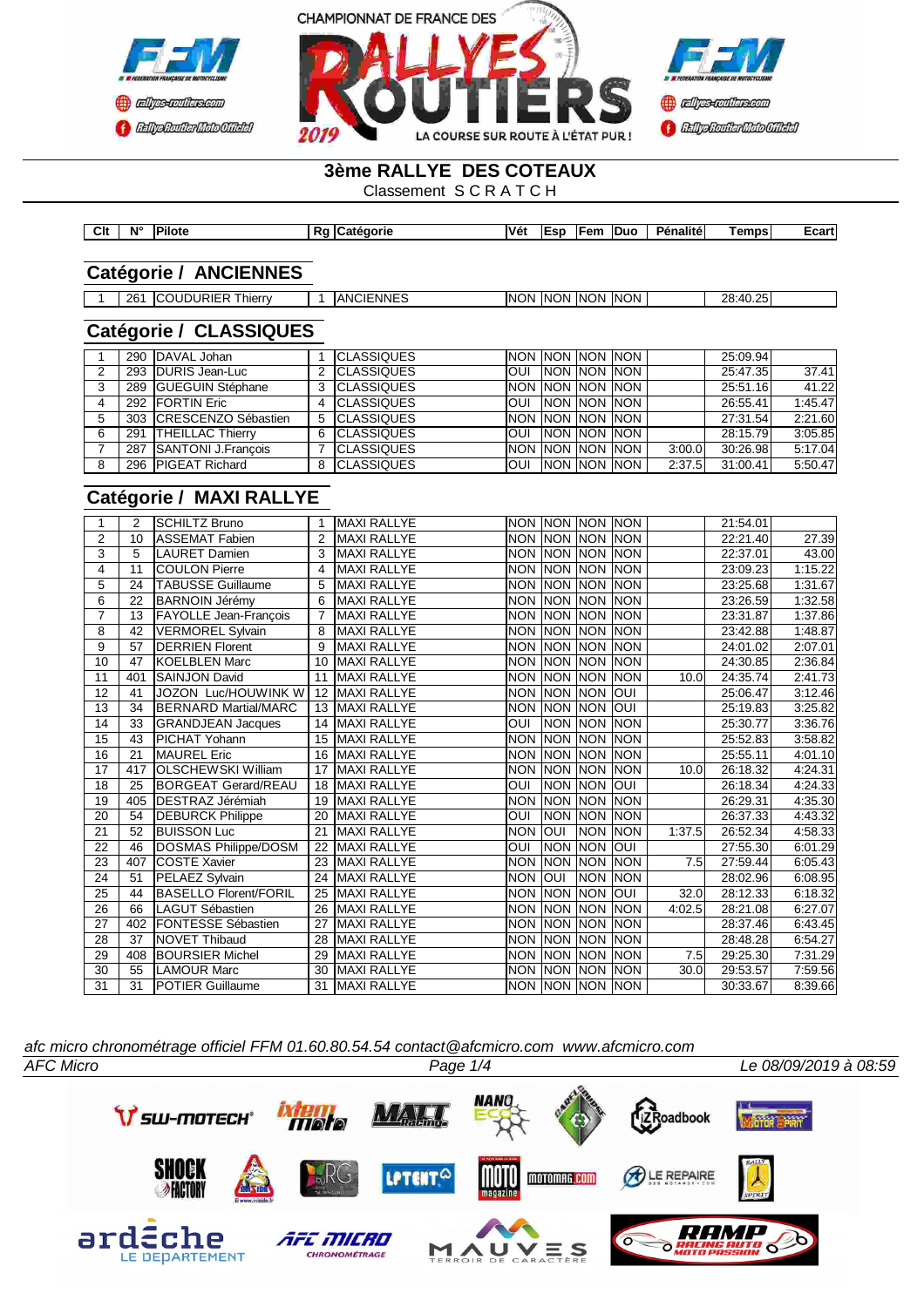# 3ème RALLYE DES COTEAUX

Classement S C R A T C H

| Clt | N° | Pilote | Rg | Catégorie | Vét | Esp | Fem | Duo | Pénalité | Temps | Ecart |
|---|---|---|---|---|---|---|---|---|---|---|---|

## Catégorie / ANCIENNES

| Clt | N° | Pilote | Rg | Catégorie | Vét | Esp | Fem | Duo | Pénalité | Temps | Ecart |
|---|---|---|---|---|---|---|---|---|---|---|---|
| 1 | 261 | COUDURIER Thierry | 1 | ANCIENNES | NON | NON | NON | NON | | 28:40.25 | |

## Catégorie / CLASSIQUES

| Clt | N° | Pilote | Rg | Catégorie | Vét | Esp | Fem | Duo | Pénalité | Temps | Ecart |
|---|---|---|---|---|---|---|---|---|---|---|---|
| 1 | 290 | DAVAL Johan | 1 | CLASSIQUES | NON | NON | NON | NON | | 25:09.94 | |
| 2 | 293 | DURIS Jean-Luc | 2 | CLASSIQUES | OUI | NON | NON | NON | | 25:47.35 | 37.41 |
| 3 | 289 | GUEGUIN Stéphane | 3 | CLASSIQUES | NON | NON | NON | NON | | 25:51.16 | 41.22 |
| 4 | 292 | FORTIN Eric | 4 | CLASSIQUES | OUI | NON | NON | NON | | 26:55.41 | 1:45.47 |
| 5 | 303 | CRESCENZO Sébastien | 5 | CLASSIQUES | NON | NON | NON | NON | | 27:31.54 | 2:21.60 |
| 6 | 291 | THEILLAC Thierry | 6 | CLASSIQUES | OUI | NON | NON | NON | | 28:15.79 | 3:05.85 |
| 7 | 287 | SANTONI J.François | 7 | CLASSIQUES | NON | NON | NON | NON | 3:00.0 | 30:26.98 | 5:17.04 |
| 8 | 296 | PIGEAT Richard | 8 | CLASSIQUES | OUI | NON | NON | NON | 2:37.5 | 31:00.41 | 5:50.47 |

## Catégorie / MAXI RALLYE

| Clt | N° | Pilote | Rg | Catégorie | Vét | Esp | Fem | Duo | Pénalité | Temps | Ecart |
|---|---|---|---|---|---|---|---|---|---|---|---|
| 1 | 2 | SCHILTZ Bruno | 1 | MAXI RALLYE | NON | NON | NON | NON | | 21:54.01 | |
| 2 | 10 | ASSEMAT Fabien | 2 | MAXI RALLYE | NON | NON | NON | NON | | 22:21.40 | 27.39 |
| 3 | 5 | LAURET Damien | 3 | MAXI RALLYE | NON | NON | NON | NON | | 22:37.01 | 43.00 |
| 4 | 11 | COULON Pierre | 4 | MAXI RALLYE | NON | NON | NON | NON | | 23:09.23 | 1:15.22 |
| 5 | 24 | TABUSSE Guillaume | 5 | MAXI RALLYE | NON | NON | NON | NON | | 23:25.68 | 1:31.67 |
| 6 | 22 | BARNOIN Jérémy | 6 | MAXI RALLYE | NON | NON | NON | NON | | 23:26.59 | 1:32.58 |
| 7 | 13 | FAYOLLE Jean-François | 7 | MAXI RALLYE | NON | NON | NON | NON | | 23:31.87 | 1:37.86 |
| 8 | 42 | VERMOREL Sylvain | 8 | MAXI RALLYE | NON | NON | NON | NON | | 23:42.88 | 1:48.87 |
| 9 | 57 | DERRIEN Florent | 9 | MAXI RALLYE | NON | NON | NON | NON | | 24:01.02 | 2:07.01 |
| 10 | 47 | KOELBLEN Marc | 10 | MAXI RALLYE | NON | NON | NON | NON | | 24:30.85 | 2:36.84 |
| 11 | 401 | SAINJON David | 11 | MAXI RALLYE | NON | NON | NON | NON | 10.0 | 24:35.74 | 2:41.73 |
| 12 | 41 | JOZON Luc/HOUWINK W | 12 | MAXI RALLYE | NON | NON | NON | OUI | | 25:06.47 | 3:12.46 |
| 13 | 34 | BERNARD Martial/MARC | 13 | MAXI RALLYE | NON | NON | NON | OUI | | 25:19.83 | 3:25.82 |
| 14 | 33 | GRANDJEAN Jacques | 14 | MAXI RALLYE | OUI | NON | NON | NON | | 25:30.77 | 3:36.76 |
| 15 | 43 | PICHAT Yohann | 15 | MAXI RALLYE | NON | NON | NON | NON | | 25:52.83 | 3:58.82 |
| 16 | 21 | MAUREL Eric | 16 | MAXI RALLYE | NON | NON | NON | NON | | 25:55.11 | 4:01.10 |
| 17 | 417 | OLSCHEWSKI William | 17 | MAXI RALLYE | NON | NON | NON | NON | 10.0 | 26:18.32 | 4:24.31 |
| 18 | 25 | BORGEAT Gerard/REAU | 18 | MAXI RALLYE | OUI | NON | NON | OUI | | 26:18.34 | 4:24.33 |
| 19 | 405 | DESTRAZ Jérémiah | 19 | MAXI RALLYE | NON | NON | NON | NON | | 26:29.31 | 4:35.30 |
| 20 | 54 | DEBURCK Philippe | 20 | MAXI RALLYE | OUI | NON | NON | NON | | 26:37.33 | 4:43.32 |
| 21 | 52 | BUISSON Luc | 21 | MAXI RALLYE | NON | OUI | NON | NON | 1:37.5 | 26:52.34 | 4:58.33 |
| 22 | 46 | DOSMAS Philippe/DOSM | 22 | MAXI RALLYE | OUI | NON | NON | OUI | | 27:55.30 | 6:01.29 |
| 23 | 407 | COSTE Xavier | 23 | MAXI RALLYE | NON | NON | NON | NON | 7.5 | 27:59.44 | 6:05.43 |
| 24 | 51 | PELAEZ Sylvain | 24 | MAXI RALLYE | NON | OUI | NON | NON | | 28:02.96 | 6:08.95 |
| 25 | 44 | BASELLO Florent/FORIL | 25 | MAXI RALLYE | NON | NON | NON | OUI | 32.0 | 28:12.33 | 6:18.32 |
| 26 | 66 | LAGUT Sébastien | 26 | MAXI RALLYE | NON | NON | NON | NON | 4:02.5 | 28:21.08 | 6:27.07 |
| 27 | 402 | FONTESSE Sébastien | 27 | MAXI RALLYE | NON | NON | NON | NON | | 28:37.46 | 6:43.45 |
| 28 | 37 | NOVET Thibaud | 28 | MAXI RALLYE | NON | NON | NON | NON | | 28:48.28 | 6:54.27 |
| 29 | 408 | BOURSIER Michel | 29 | MAXI RALLYE | NON | NON | NON | NON | 7.5 | 29:25.30 | 7:31.29 |
| 30 | 55 | LAMOUR Marc | 30 | MAXI RALLYE | NON | NON | NON | NON | 30.0 | 29:53.57 | 7:59.56 |
| 31 | 31 | POTIER Guillaume | 31 | MAXI RALLYE | NON | NON | NON | NON | | 30:33.67 | 8:39.66 |

*afc micro chronométrage officiel FFM 01.60.80.54.54 contact@afcmicro.com www.afcmicro.com*

*AFC Micro* — *Le 08/09/2019 à 08:59*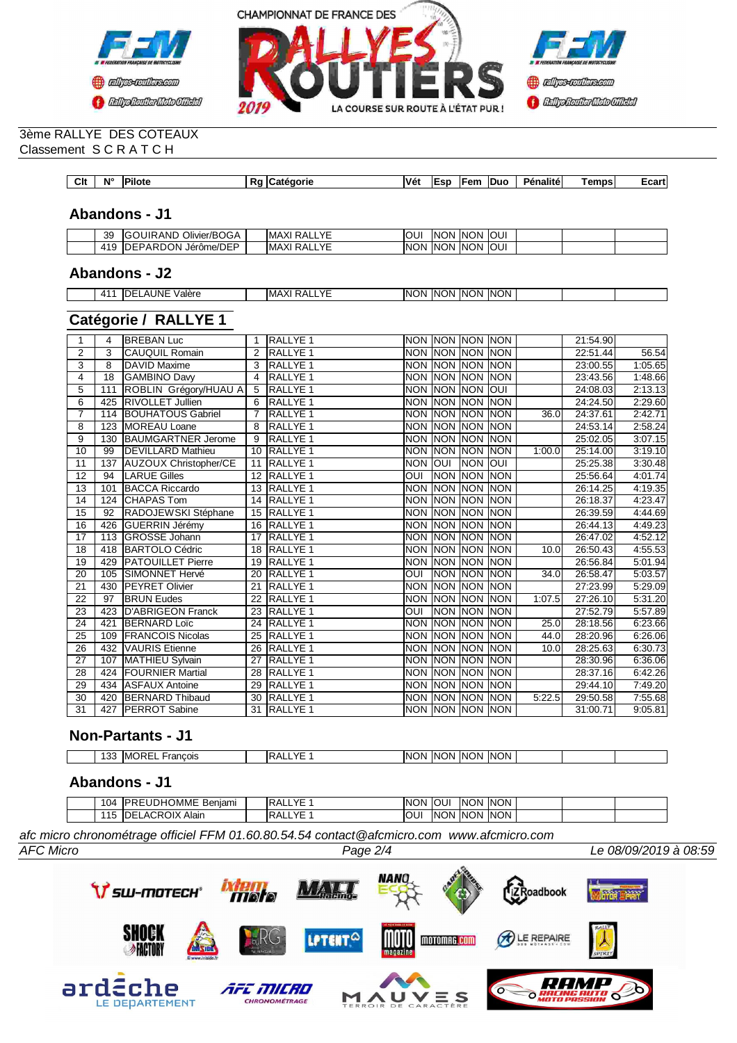CHAMPIONNAT DE FRANCE DES RALLYES ROUTIERS 2019

3ème RALLYE DES COTEAUX
Classement S C R A T C H

## Abandons - J1

| Clt | N° | Pilote | Rg | Catégorie | Vét | Esp | Fem | Duo | Pénalité | Temps | Ecart |
|---|---|---|---|---|---|---|---|---|---|---|---|
| | 39 | GOUIRAND Olivier/BOGA | | MAXI RALLYE | OUI | NON | NON | OUI | | | |
| | 419 | DEPARDON Jérôme/DEP | | MAXI RALLYE | NON | NON | NON | OUI | | | |

## Abandons - J2

| Clt | N° | Pilote | Rg | Catégorie | Vét | Esp | Fem | Duo | Pénalité | Temps | Ecart |
|---|---|---|---|---|---|---|---|---|---|---|---|
| | 411 | DELAUNE Valère | | MAXI RALLYE | NON | NON | NON | NON | | | |

## Catégorie / RALLYE 1

| Clt | N° | Pilote | Rg | Catégorie | Vét | Esp | Fem | Duo | Pénalité | Temps | Ecart |
|---|---|---|---|---|---|---|---|---|---|---|---|
| 1 | 4 | BREBAN Luc | 1 | RALLYE 1 | NON | NON | NON | NON | | 21:54.90 | |
| 2 | 3 | CAUQUIL Romain | 2 | RALLYE 1 | NON | NON | NON | NON | | 22:51.44 | 56.54 |
| 3 | 8 | DAVID Maxime | 3 | RALLYE 1 | NON | NON | NON | NON | | 23:00.55 | 1:05.65 |
| 4 | 18 | GAMBINO Davy | 4 | RALLYE 1 | NON | NON | NON | NON | | 23:43.56 | 1:48.66 |
| 5 | 111 | ROBLIN Grégory/HUAU A | 5 | RALLYE 1 | NON | NON | NON | OUI | | 24:08.03 | 2:13.13 |
| 6 | 425 | RIVOLLET Jullien | 6 | RALLYE 1 | NON | NON | NON | NON | | 24:24.50 | 2:29.60 |
| 7 | 114 | BOUHATOUS Gabriel | 7 | RALLYE 1 | NON | NON | NON | NON | 36.0 | 24:37.61 | 2:42.71 |
| 8 | 123 | MOREAU Loane | 8 | RALLYE 1 | NON | NON | NON | NON | | 24:53.14 | 2:58.24 |
| 9 | 130 | BAUMGARTNER Jerome | 9 | RALLYE 1 | NON | NON | NON | NON | | 25:02.05 | 3:07.15 |
| 10 | 99 | DEVILLARD Mathieu | 10 | RALLYE 1 | NON | NON | NON | NON | 1:00.0 | 25:14.00 | 3:19.10 |
| 11 | 137 | AUZOUX Christopher/CE | 11 | RALLYE 1 | NON | OUI | NON | OUI | | 25:25.38 | 3:30.48 |
| 12 | 94 | LARUE Gilles | 12 | RALLYE 1 | OUI | NON | NON | NON | | 25:56.64 | 4:01.74 |
| 13 | 101 | BACCA Riccardo | 13 | RALLYE 1 | NON | NON | NON | NON | | 26:14.25 | 4:19.35 |
| 14 | 124 | CHAPAS Tom | 14 | RALLYE 1 | NON | NON | NON | NON | | 26:18.37 | 4:23.47 |
| 15 | 92 | RADOJEWSKI Stéphane | 15 | RALLYE 1 | NON | NON | NON | NON | | 26:39.59 | 4:44.69 |
| 16 | 426 | GUERRIN Jérémy | 16 | RALLYE 1 | NON | NON | NON | NON | | 26:44.13 | 4:49.23 |
| 17 | 113 | GROSSE Johann | 17 | RALLYE 1 | NON | NON | NON | NON | | 26:47.02 | 4:52.12 |
| 18 | 418 | BARTOLO Cédric | 18 | RALLYE 1 | NON | NON | NON | NON | 10.0 | 26:50.43 | 4:55.53 |
| 19 | 429 | PATOUILLET Pierre | 19 | RALLYE 1 | NON | NON | NON | NON | | 26:56.84 | 5:01.94 |
| 20 | 105 | SIMONNET Hervé | 20 | RALLYE 1 | OUI | NON | NON | NON | 34.0 | 26:58.47 | 5:03.57 |
| 21 | 430 | PEYRET Olivier | 21 | RALLYE 1 | NON | NON | NON | NON | | 27:23.99 | 5:29.09 |
| 22 | 97 | BRUN Eudes | 22 | RALLYE 1 | NON | NON | NON | NON | 1:07.5 | 27:26.10 | 5:31.20 |
| 23 | 423 | D'ABRIGEON Franck | 23 | RALLYE 1 | OUI | NON | NON | NON | | 27:52.79 | 5:57.89 |
| 24 | 421 | BERNARD Loïc | 24 | RALLYE 1 | NON | NON | NON | NON | 25.0 | 28:18.56 | 6:23.66 |
| 25 | 109 | FRANCOIS Nicolas | 25 | RALLYE 1 | NON | NON | NON | NON | 44.0 | 28:20.96 | 6:26.06 |
| 26 | 432 | VAURIS Etienne | 26 | RALLYE 1 | NON | NON | NON | NON | 10.0 | 28:25.63 | 6:30.73 |
| 27 | 107 | MATHIEU Sylvain | 27 | RALLYE 1 | NON | NON | NON | NON | | 28:30.96 | 6:36.06 |
| 28 | 424 | FOURNIER Martial | 28 | RALLYE 1 | NON | NON | NON | NON | | 28:37.16 | 6:42.26 |
| 29 | 434 | ASFAUX Antoine | 29 | RALLYE 1 | NON | NON | NON | NON | | 29:44.10 | 7:49.20 |
| 30 | 420 | BERNARD Thibaud | 30 | RALLYE 1 | NON | NON | NON | NON | 5:22.5 | 29:50.58 | 7:55.68 |
| 31 | 427 | PERROT Sabine | 31 | RALLYE 1 | NON | NON | NON | NON | | 31:00.71 | 9:05.81 |

## Non-Partants - J1

| Clt | N° | Pilote | Rg | Catégorie | Vét | Esp | Fem | Duo | Pénalité | Temps | Ecart |
|---|---|---|---|---|---|---|---|---|---|---|---|
| | 133 | MOREL François | | RALLYE 1 | NON | NON | NON | NON | | | |

## Abandons - J1

| Clt | N° | Pilote | Rg | Catégorie | Vét | Esp | Fem | Duo | Pénalité | Temps | Ecart |
|---|---|---|---|---|---|---|---|---|---|---|---|
| | 104 | PREUDHOMME Benjami | | RALLYE 1 | NON | OUI | NON | NON | | | |
| | 115 | DELACROIX Alain | | RALLYE 1 | OUI | NON | NON | NON | | | |

*afc micro chronométrage officiel FFM 01.60.80.54.54 contact@afcmicro.com www.afcmicro.com*

*AFC Micro* — *Le 08/09/2019 à 08:59*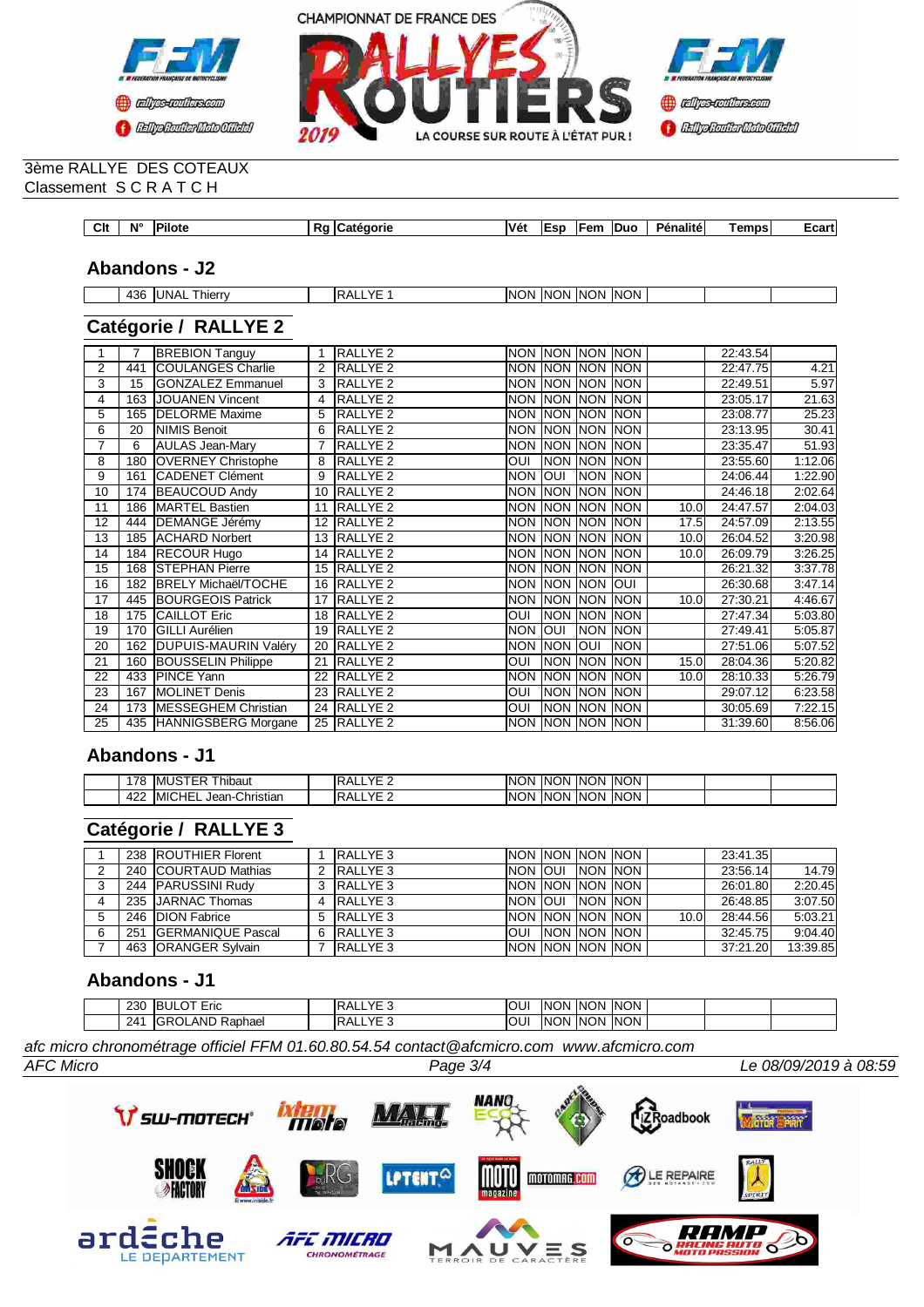CHAMPIONNAT DE FRANCE DES RALLYES ROUTIERS 2019 — LA COURSE SUR ROUTE À L'ÉTAT PUR !

3ème RALLYE DES COTEAUX
Classement S C R A T C H

| Clt | N° | Pilote | Rg | Catégorie | Vét | Esp | Fem | Duo | Pénalité | Temps | Ecart |
|---|---|---|---|---|---|---|---|---|---|---|---|

## Abandons - J2

| Clt | N° | Pilote | Rg | Catégorie | Vét | Esp | Fem | Duo | Pénalité | Temps | Ecart |
|---|---|---|---|---|---|---|---|---|---|---|---|
| | 436 | UNAL Thierry | | RALLYE 1 | NON | NON | NON | NON | | | |

## Catégorie / RALLYE 2

| Clt | N° | Pilote | Rg | Catégorie | Vét | Esp | Fem | Duo | Pénalité | Temps | Ecart |
|---|---|---|---|---|---|---|---|---|---|---|---|
| 1 | 7 | BREBION Tanguy | 1 | RALLYE 2 | NON | NON | NON | NON | | 22:43.54 | |
| 2 | 441 | COULANGES Charlie | 2 | RALLYE 2 | NON | NON | NON | NON | | 22:47.75 | 4.21 |
| 3 | 15 | GONZALEZ Emmanuel | 3 | RALLYE 2 | NON | NON | NON | NON | | 22:49.51 | 5.97 |
| 4 | 163 | JOUANEN Vincent | 4 | RALLYE 2 | NON | NON | NON | NON | | 23:05.17 | 21.63 |
| 5 | 165 | DELORME Maxime | 5 | RALLYE 2 | NON | NON | NON | NON | | 23:08.77 | 25.23 |
| 6 | 20 | NIMIS Benoit | 6 | RALLYE 2 | NON | NON | NON | NON | | 23:13.95 | 30.41 |
| 7 | 6 | AULAS Jean-Mary | 7 | RALLYE 2 | NON | NON | NON | NON | | 23:35.47 | 51.93 |
| 8 | 180 | OVERNEY Christophe | 8 | RALLYE 2 | OUI | NON | NON | NON | | 23:55.60 | 1:12.06 |
| 9 | 161 | CADENET Clément | 9 | RALLYE 2 | NON | OUI | NON | NON | | 24:06.44 | 1:22.90 |
| 10 | 174 | BEAUCOUD Andy | 10 | RALLYE 2 | NON | NON | NON | NON | | 24:46.18 | 2:02.64 |
| 11 | 186 | MARTEL Bastien | 11 | RALLYE 2 | NON | NON | NON | NON | 10.0 | 24:47.57 | 2:04.03 |
| 12 | 444 | DEMANGE Jérémy | 12 | RALLYE 2 | NON | NON | NON | NON | 17.5 | 24:57.09 | 2:13.55 |
| 13 | 185 | ACHARD Norbert | 13 | RALLYE 2 | NON | NON | NON | NON | 10.0 | 26:04.52 | 3:20.98 |
| 14 | 184 | RECOUR Hugo | 14 | RALLYE 2 | NON | NON | NON | NON | 10.0 | 26:09.79 | 3:26.25 |
| 15 | 168 | STEPHAN Pierre | 15 | RALLYE 2 | NON | NON | NON | NON | | 26:21.32 | 3:37.78 |
| 16 | 182 | BRELY Michaël/TOCHE | 16 | RALLYE 2 | NON | NON | NON | OUI | | 26:30.68 | 3:47.14 |
| 17 | 445 | BOURGEOIS Patrick | 17 | RALLYE 2 | NON | NON | NON | NON | 10.0 | 27:30.21 | 4:46.67 |
| 18 | 175 | CAILLOT Eric | 18 | RALLYE 2 | OUI | NON | NON | NON | | 27:47.34 | 5:03.80 |
| 19 | 170 | GILLI Aurélien | 19 | RALLYE 2 | NON | OUI | NON | NON | | 27:49.41 | 5:05.87 |
| 20 | 162 | DUPUIS-MAURIN Valéry | 20 | RALLYE 2 | NON | NON | OUI | NON | | 27:51.06 | 5:07.52 |
| 21 | 160 | BOUSSELIN Philippe | 21 | RALLYE 2 | OUI | NON | NON | NON | 15.0 | 28:04.36 | 5:20.82 |
| 22 | 433 | PINCE Yann | 22 | RALLYE 2 | NON | NON | NON | NON | 10.0 | 28:10.33 | 5:26.79 |
| 23 | 167 | MOLINET Denis | 23 | RALLYE 2 | OUI | NON | NON | NON | | 29:07.12 | 6:23.58 |
| 24 | 173 | MESSEGHEM Christian | 24 | RALLYE 2 | OUI | NON | NON | NON | | 30:05.69 | 7:22.15 |
| 25 | 435 | HANNIGSBERG Morgane | 25 | RALLYE 2 | NON | NON | NON | NON | | 31:39.60 | 8:56.06 |

## Abandons - J1

| Clt | N° | Pilote | Rg | Catégorie | Vét | Esp | Fem | Duo | Pénalité | Temps | Ecart |
|---|---|---|---|---|---|---|---|---|---|---|---|
| | 178 | MUSTER Thibaut | | RALLYE 2 | NON | NON | NON | NON | | | |
| | 422 | MICHEL Jean-Christian | | RALLYE 2 | NON | NON | NON | NON | | | |

## Catégorie / RALLYE 3

| Clt | N° | Pilote | Rg | Catégorie | Vét | Esp | Fem | Duo | Pénalité | Temps | Ecart |
|---|---|---|---|---|---|---|---|---|---|---|---|
| 1 | 238 | ROUTHIER Florent | 1 | RALLYE 3 | NON | NON | NON | NON | | 23:41.35 | |
| 2 | 240 | COURTAUD Mathias | 2 | RALLYE 3 | NON | OUI | NON | NON | | 23:56.14 | 14.79 |
| 3 | 244 | PARUSSINI Rudy | 3 | RALLYE 3 | NON | NON | NON | NON | | 26:01.80 | 2:20.45 |
| 4 | 235 | JARNAC Thomas | 4 | RALLYE 3 | NON | OUI | NON | NON | | 26:48.85 | 3:07.50 |
| 5 | 246 | DION Fabrice | 5 | RALLYE 3 | NON | NON | NON | NON | 10.0 | 28:44.56 | 5:03.21 |
| 6 | 251 | GERMANIQUE Pascal | 6 | RALLYE 3 | OUI | NON | NON | NON | | 32:45.75 | 9:04.40 |
| 7 | 463 | ORANGER Sylvain | 7 | RALLYE 3 | NON | NON | NON | NON | | 37:21.20 | 13:39.85 |

## Abandons - J1

| Clt | N° | Pilote | Rg | Catégorie | Vét | Esp | Fem | Duo | Pénalité | Temps | Ecart |
|---|---|---|---|---|---|---|---|---|---|---|---|
| | 230 | BULOT Eric | | RALLYE 3 | OUI | NON | NON | NON | | | |
| | 241 | GROLAND Raphael | | RALLYE 3 | OUI | NON | NON | NON | | | |

*afc micro chronométrage officiel FFM 01.60.80.54.54 contact@afcmicro.com www.afcmicro.com*

*AFC Micro* — *Le 08/09/2019 à 08:59*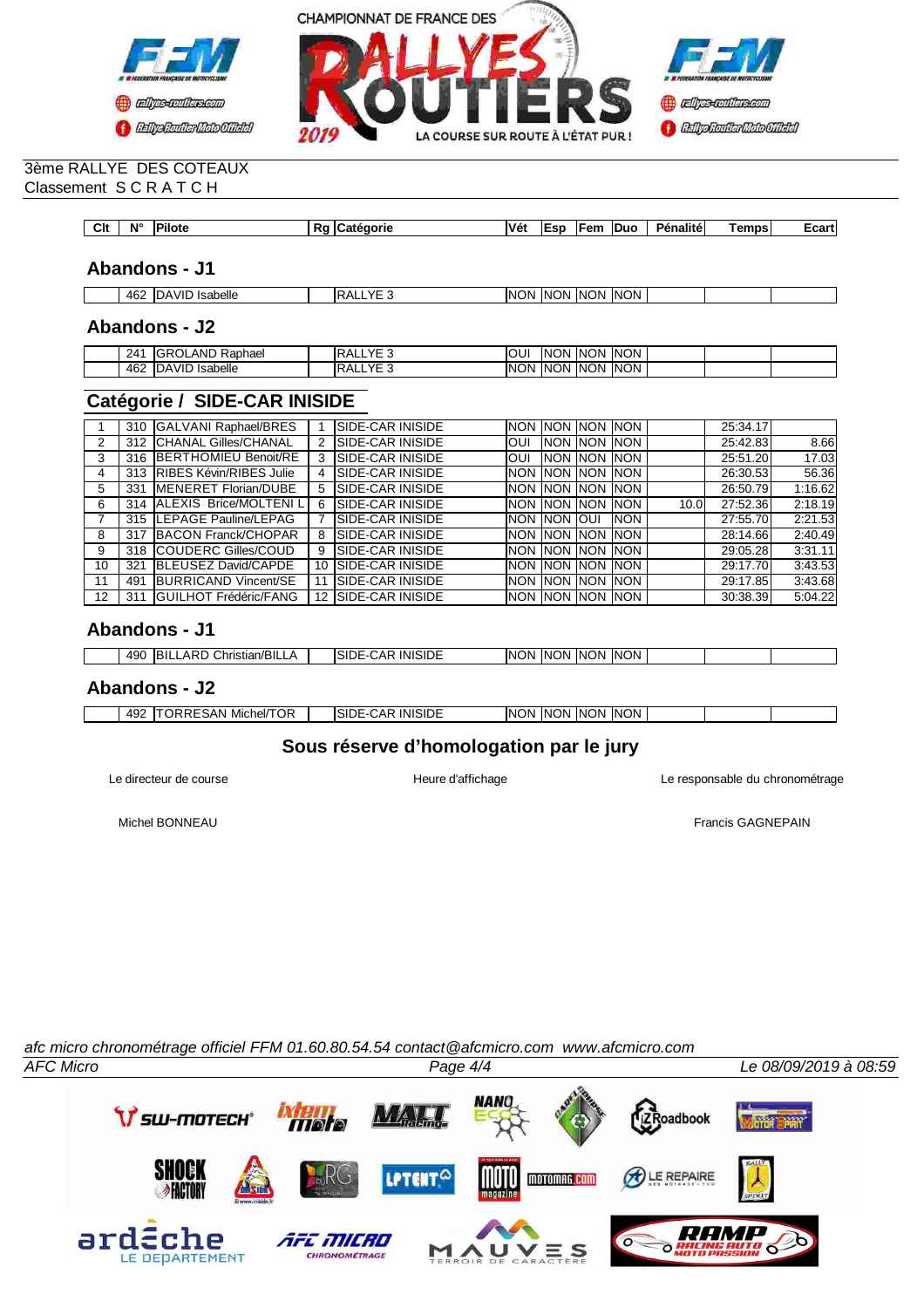3ème RALLYE DES COTEAUX
Classement S C R A T C H

| Clt | N° | Pilote | Rg | Catégorie | Vét | Esp | Fem | Duo | Pénalité | Temps | Ecart |
|---|---|---|---|---|---|---|---|---|---|---|---|

## Abandons - J1

| Clt | N° | Pilote | Rg | Catégorie | Vét | Esp | Fem | Duo | Pénalité | Temps | Ecart |
|---|---|---|---|---|---|---|---|---|---|---|---|
| | 462 | DAVID Isabelle | | RALLYE 3 | NON | NON | NON | NON | | | |

## Abandons - J2

| Clt | N° | Pilote | Rg | Catégorie | Vét | Esp | Fem | Duo | Pénalité | Temps | Ecart |
|---|---|---|---|---|---|---|---|---|---|---|---|
| | 241 | GROLAND Raphael | | RALLYE 3 | OUI | NON | NON | NON | | | |
| | 462 | DAVID Isabelle | | RALLYE 3 | NON | NON | NON | NON | | | |

## Catégorie / SIDE-CAR INISIDE

| Clt | N° | Pilote | Rg | Catégorie | Vét | Esp | Fem | Duo | Pénalité | Temps | Ecart |
|---|---|---|---|---|---|---|---|---|---|---|---|
| 1 | 310 | GALVANI Raphael/BRES | 1 | SIDE-CAR INISIDE | NON | NON | NON | NON | | 25:34.17 | |
| 2 | 312 | CHANAL Gilles/CHANAL | 2 | SIDE-CAR INISIDE | OUI | NON | NON | NON | | 25:42.83 | 8.66 |
| 3 | 316 | BERTHOMIEU Benoit/RE | 3 | SIDE-CAR INISIDE | OUI | NON | NON | NON | | 25:51.20 | 17.03 |
| 4 | 313 | RIBES Kévin/RIBES Julie | 4 | SIDE-CAR INISIDE | NON | NON | NON | NON | | 26:30.53 | 56.36 |
| 5 | 331 | MENERET Florian/DUBE | 5 | SIDE-CAR INISIDE | NON | NON | NON | NON | | 26:50.79 | 1:16.62 |
| 6 | 314 | ALEXIS Brice/MOLTENI L | 6 | SIDE-CAR INISIDE | NON | NON | NON | NON | 10.0 | 27:52.36 | 2:18.19 |
| 7 | 315 | LEPAGE Pauline/LEPAG | 7 | SIDE-CAR INISIDE | NON | NON | OUI | NON | | 27:55.70 | 2:21.53 |
| 8 | 317 | BACON Franck/CHOPAR | 8 | SIDE-CAR INISIDE | NON | NON | NON | NON | | 28:14.66 | 2:40.49 |
| 9 | 318 | COUDERC Gilles/COUD | 9 | SIDE-CAR INISIDE | NON | NON | NON | NON | | 29:05.28 | 3:31.11 |
| 10 | 321 | BLEUSEZ David/CAPDE | 10 | SIDE-CAR INISIDE | NON | NON | NON | NON | | 29:17.70 | 3:43.53 |
| 11 | 491 | BURRICAND Vincent/SE | 11 | SIDE-CAR INISIDE | NON | NON | NON | NON | | 29:17.85 | 3:43.68 |
| 12 | 311 | GUILHOT Frédéric/FANG | 12 | SIDE-CAR INISIDE | NON | NON | NON | NON | | 30:38.39 | 5:04.22 |

## Abandons - J1

| Clt | N° | Pilote | Rg | Catégorie | Vét | Esp | Fem | Duo | Pénalité | Temps | Ecart |
|---|---|---|---|---|---|---|---|---|---|---|---|
| | 490 | BILLARD Christian/BILLA | | SIDE-CAR INISIDE | NON | NON | NON | NON | | | |

## Abandons - J2

| Clt | N° | Pilote | Rg | Catégorie | Vét | Esp | Fem | Duo | Pénalité | Temps | Ecart |
|---|---|---|---|---|---|---|---|---|---|---|---|
| | 492 | TORRESAN Michel/TOR | | SIDE-CAR INISIDE | NON | NON | NON | NON | | | |

## Sous réserve d'homologation par le jury

Le directeur de course — Heure d'affichage — Le responsable du chronométrage

Michel BONNEAU — Francis GAGNEPAIN

*afc micro chronométrage officiel FFM 01.60.80.54.54 contact@afcmicro.com www.afcmicro.com*

*AFC Micro* — *Le 08/09/2019 à 08:59*